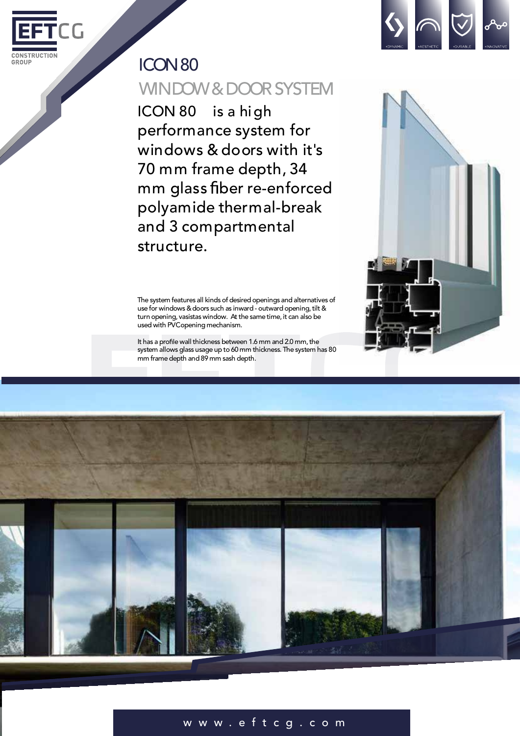EFTCG CONSTRUCTION GROUP

•DYNAMIC •AESTHETIC •DURABLE •INNOVATIVE

# ICON 80

## WINDOW & DOOR SYSTEM

ICON 80 is a high performance system for windows & doors with it's 70 mm frame depth, 34 mm glass fiber re-enforced polyamide thermal-break and 3 compartmental structure.

The system features all kinds of desired openings and alternatives of use for windows & doors such as inward - outward opening, tilt & turn opening, vasistas window. At the same time, it can also be used with PVCopening mechanism.

It has a profile wall thickness between 1.6 mm and 2.0 mm, the system allows glass usage up to 60 mm thickness. The system has 80 mm frame depth and 89 mm sash depth.

www.eftcg.com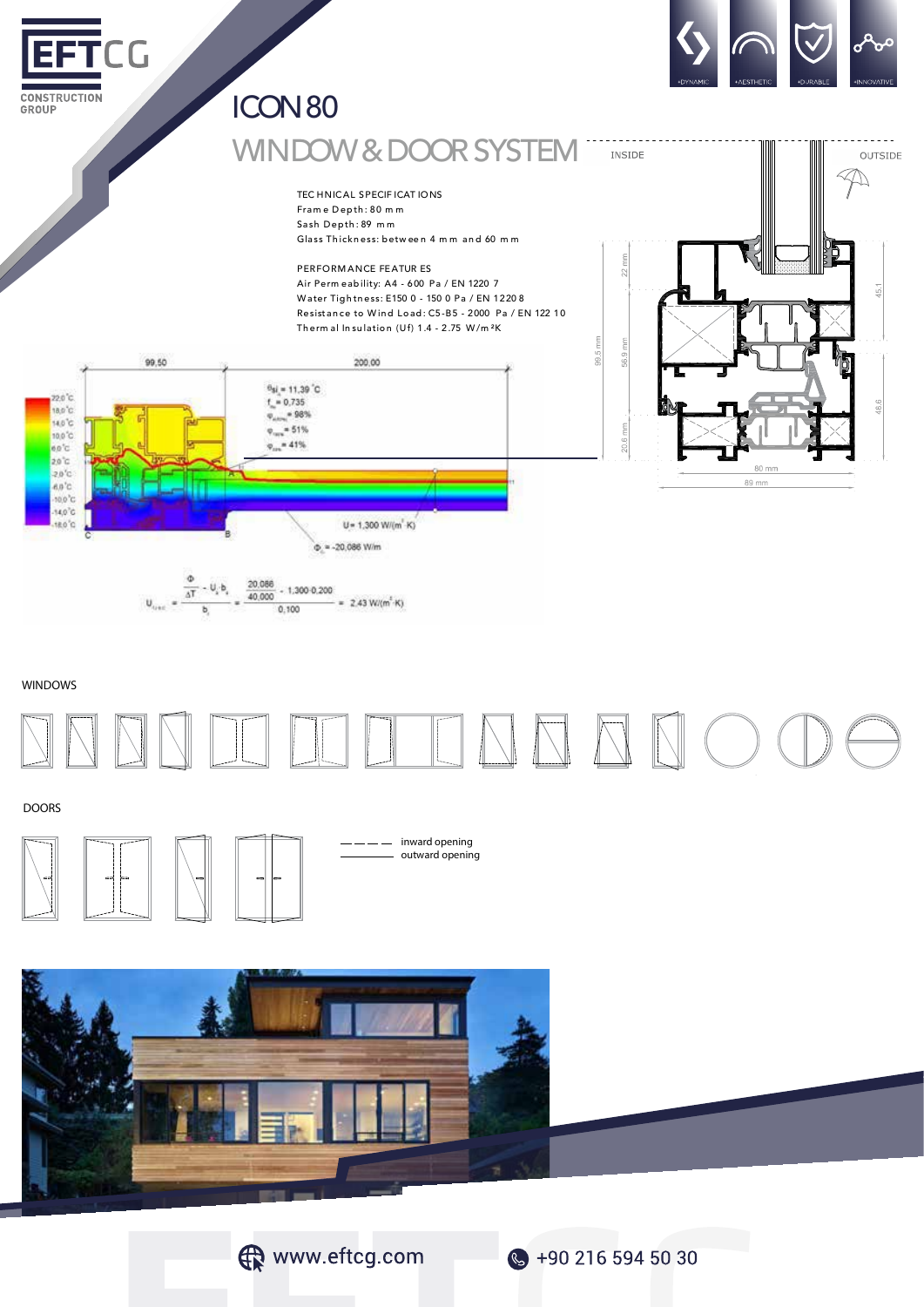# ICON 80

## WINDOW & DOOR SYSTEM

TECHNICAL SPECIFICATIONS

Frame Depth: 80 mm

Sash Depth: 89 mm

Glass Thickness: between 4 mm and 60 mm

PERFORMANCE FEATURES

Air Permeability: A4 - 600 Pa / EN 12207

Water Tightness: E1500 - 1500 Pa / EN 12208

Resistance to Wind Load: C5-B5 - 2000 Pa / EN 12210

Thermal Insulation (Uf) 1.4 - 2.75 W/m²K

INSIDE

OUTSIDE

22 mm

56.9 mm

20.6 mm

99.5 mm

45.1

48.6

80 mm

89 mm

99,50

200,00

$\theta_{si}$ = 11,39 °C

$f_{Rsi}$ = 0,735

$\varphi_{80\%}$ = 98%

$\varphi_{100\%}$ = 51%

$\varphi_{70\%}$ = 41%

U= 1,300 W/(m² K)

$\Phi_c$ = -20,086 W/m

$$U_f = \frac{\frac{\Phi}{\Delta T} - U_p b_p}{b_f} = \frac{\frac{20,086}{40,000} - 1,300 \cdot 0,200}{0,100} = 2,43\ W/(m^2 K)$$

WINDOWS

DOORS

inward opening

outward opening

www.eftcg.com

+90 216 594 50 30